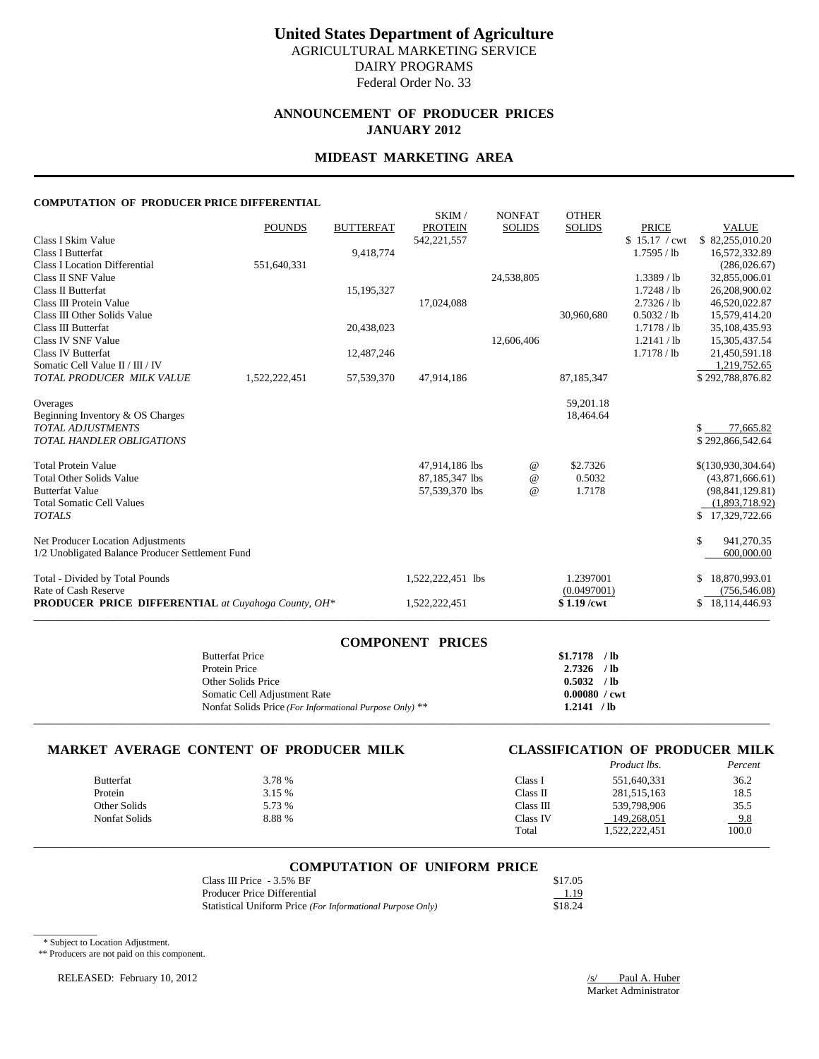# United States Department of Agriculture

AGRICULTURAL MARKETING SERVICE
DAIRY PROGRAMS
Federal Order No. 33

## ANNOUNCEMENT OF PRODUCER PRICES
## JANUARY 2012

## MIDEAST MARKETING AREA

### COMPUTATION OF PRODUCER PRICE DIFFERENTIAL

| | POUNDS | BUTTERFAT | SKIM / PROTEIN | NONFAT SOLIDS | OTHER SOLIDS | PRICE | VALUE |
|---|---|---|---|---|---|---|---|
| Class I Skim Value | | | 542,221,557 | | | $ 15.17 / cwt | $ 82,255,010.20 |
| Class I Butterfat | | 9,418,774 | | | | 1.7595 / lb | 16,572,332.89 |
| Class I Location Differential | 551,640,331 | | | | | | (286,026.67) |
| Class II SNF Value | | | | 24,538,805 | | 1.3389 / lb | 32,855,006.01 |
| Class II Butterfat | | 15,195,327 | | | | 1.7248 / lb | 26,208,900.02 |
| Class III Protein Value | | | 17,024,088 | | | 2.7326 / lb | 46,520,022.87 |
| Class III Other Solids Value | | | | | 30,960,680 | 0.5032 / lb | 15,579,414.20 |
| Class III Butterfat | | 20,438,023 | | | | 1.7178 / lb | 35,108,435.93 |
| Class IV SNF Value | | | | 12,606,406 | | 1.2141 / lb | 15,305,437.54 |
| Class IV Butterfat | | 12,487,246 | | | | 1.7178 / lb | 21,450,591.18 |
| Somatic Cell Value II / III / IV | | | | | | | 1,219,752.65 |
| *TOTAL PRODUCER MILK VALUE* | 1,522,222,451 | 57,539,370 | 47,914,186 | | 87,185,347 | | $ 292,788,876.82 |
| Overages | | | | | 59,201.18 | | |
| Beginning Inventory & OS Charges | | | | | 18,464.64 | | |
| *TOTAL ADJUSTMENTS* | | | | | | | $ 77,665.82 |
| *TOTAL HANDLER OBLIGATIONS* | | | | | | | $ 292,866,542.64 |
| Total Protein Value | | | 47,914,186 lbs | @ | $2.7326 | | $(130,930,304.64) |
| Total Other Solids Value | | | 87,185,347 lbs | @ | 0.5032 | | (43,871,666.61) |
| Butterfat Value | | | 57,539,370 lbs | @ | 1.7178 | | (98,841,129.81) |
| Total Somatic Cell Values | | | | | | | (1,893,718.92) |
| *TOTALS* | | | | | | | $ 17,329,722.66 |
| Net Producer Location Adjustments | | | | | | | $ 941,270.35 |
| 1/2 Unobligated Balance Producer Settlement Fund | | | | | | | 600,000.00 |
| Total - Divided by Total Pounds | | | 1,522,222,451 lbs | | 1.2397001 | | $ 18,870,993.01 |
| Rate of Cash Reserve | | | | | (0.0497001) | | (756,546.08) |
| **PRODUCER PRICE DIFFERENTIAL** *at Cuyahoga County, OH\** | | | 1,522,222,451 | | **$ 1.19 /cwt** | | $ 18,114,446.93 |

### COMPONENT PRICES

| | |
|---|---|
| Butterfat Price | **$1.7178 / lb** |
| Protein Price | **2.7326 / lb** |
| Other Solids Price | **0.5032 / lb** |
| Somatic Cell Adjustment Rate | **0.00080 / cwt** |
| Nonfat Solids Price *(For Informational Purpose Only)* ** | **1.2141 / lb** |

### MARKET AVERAGE CONTENT OF PRODUCER MILK

| | |
|---|---|
| Butterfat | 3.78 % |
| Protein | 3.15 % |
| Other Solids | 5.73 % |
| Nonfat Solids | 8.88 % |

### CLASSIFICATION OF PRODUCER MILK

| | *Product lbs.* | *Percent* |
|---|---|---|
| Class I | 551,640,331 | 36.2 |
| Class II | 281,515,163 | 18.5 |
| Class III | 539,798,906 | 35.5 |
| Class IV | 149,268,051 | 9.8 |
| Total | 1,522,222,451 | 100.0 |

### COMPUTATION OF UNIFORM PRICE

| | |
|---|---|
| Class III Price - 3.5% BF | $17.05 |
| Producer Price Differential | 1.19 |
| Statistical Uniform Price *(For Informational Purpose Only)* | $18.24 |

\* Subject to Location Adjustment.

** Producers are not paid on this component.

RELEASED: February 10, 2012

/s/ Paul A. Huber
Market Administrator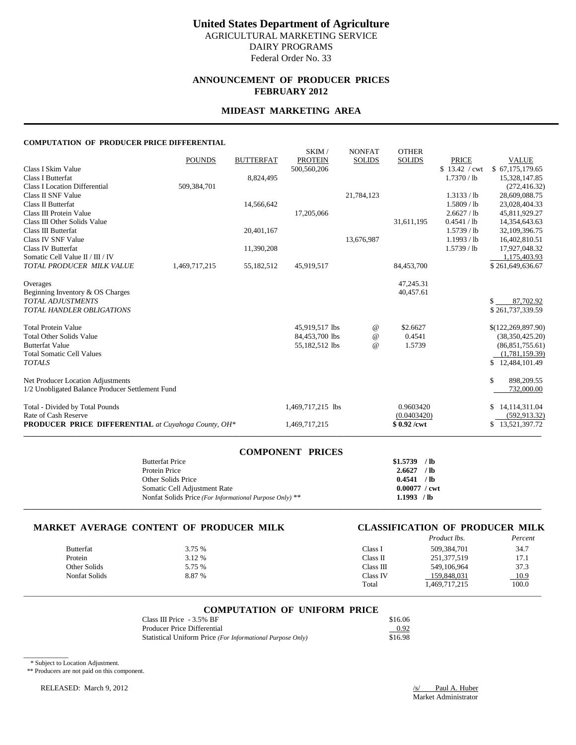# United States Department of Agriculture

AGRICULTURAL MARKETING SERVICE
DAIRY PROGRAMS
Federal Order No. 33

## ANNOUNCEMENT OF PRODUCER PRICES
## FEBRUARY 2012

## MIDEAST MARKETING AREA

#### COMPUTATION OF PRODUCER PRICE DIFFERENTIAL

| | POUNDS | BUTTERFAT | SKIM / PROTEIN | NONFAT SOLIDS | OTHER SOLIDS | PRICE | VALUE |
|---|---|---|---|---|---|---|---|
| Class I Skim Value | | | 500,560,206 | | | $ 13.42 / cwt | $ 67,175,179.65 |
| Class I Butterfat | | 8,824,495 | | | | 1.7370 / lb | 15,328,147.85 |
| Class I Location Differential | 509,384,701 | | | | | | (272,416.32) |
| Class II SNF Value | | | | 21,784,123 | | 1.3133 / lb | 28,609,088.75 |
| Class II Butterfat | | 14,566,642 | | | | 1.5809 / lb | 23,028,404.33 |
| Class III Protein Value | | | 17,205,066 | | | 2.6627 / lb | 45,811,929.27 |
| Class III Other Solids Value | | | | | 31,611,195 | 0.4541 / lb | 14,354,643.63 |
| Class III Butterfat | | 20,401,167 | | | | 1.5739 / lb | 32,109,396.75 |
| Class IV SNF Value | | | | 13,676,987 | | 1.1993 / lb | 16,402,810.51 |
| Class IV Butterfat | | 11,390,208 | | | | 1.5739 / lb | 17,927,048.32 |
| Somatic Cell Value II / III / IV | | | | | | | 1,175,403.93 |
| *TOTAL PRODUCER MILK VALUE* | 1,469,717,215 | 55,182,512 | 45,919,517 | | 84,453,700 | | $ 261,649,636.67 |
| Overages | | | | | 47,245.31 | | |
| Beginning Inventory & OS Charges | | | | | 40,457.61 | | |
| *TOTAL ADJUSTMENTS* | | | | | | | $ 87,702.92 |
| *TOTAL HANDLER OBLIGATIONS* | | | | | | | $ 261,737,339.59 |
| Total Protein Value | | | 45,919,517 lbs | @ | $2.6627 | | $(122,269,897.90) |
| Total Other Solids Value | | | 84,453,700 lbs | @ | 0.4541 | | (38,350,425.20) |
| Butterfat Value | | | 55,182,512 lbs | @ | 1.5739 | | (86,851,755.61) |
| Total Somatic Cell Values | | | | | | | (1,781,159.39) |
| *TOTALS* | | | | | | | $ 12,484,101.49 |
| Net Producer Location Adjustments | | | | | | | $ 898,209.55 |
| 1/2 Unobligated Balance Producer Settlement Fund | | | | | | | 732,000.00 |
| Total - Divided by Total Pounds | | | 1,469,717,215 lbs | | 0.9603420 | | $ 14,114,311.04 |
| Rate of Cash Reserve | | | | | (0.0403420) | | (592,913.32) |
| **PRODUCER PRICE DIFFERENTIAL** *at Cuyahoga County, OH\** | | | 1,469,717,215 | | **$ 0.92 /cwt** | | $ 13,521,397.72 |

### COMPONENT PRICES

| | |
|---|---|
| Butterfat Price | **$1.5739 / lb** |
| Protein Price | **2.6627 / lb** |
| Other Solids Price | **0.4541 / lb** |
| Somatic Cell Adjustment Rate | **0.00077 / cwt** |
| Nonfat Solids Price *(For Informational Purpose Only)* ** | **1.1993 / lb** |

### MARKET AVERAGE CONTENT OF PRODUCER MILK

| | |
|---|---|
| Butterfat | 3.75 % |
| Protein | 3.12 % |
| Other Solids | 5.75 % |
| Nonfat Solids | 8.87 % |

### CLASSIFICATION OF PRODUCER MILK

| | *Product lbs.* | *Percent* |
|---|---|---|
| Class I | 509,384,701 | 34.7 |
| Class II | 251,377,519 | 17.1 |
| Class III | 549,106,964 | 37.3 |
| Class IV | 159,848,031 | 10.9 |
| Total | 1,469,717,215 | 100.0 |

### COMPUTATION OF UNIFORM PRICE

| | |
|---|---|
| Class III Price - 3.5% BF | $16.06 |
| Producer Price Differential | 0.92 |
| Statistical Uniform Price *(For Informational Purpose Only)* | $16.98 |

\* Subject to Location Adjustment.

** Producers are not paid on this component.

RELEASED: March 9, 2012

/s/ Paul A. Huber
Market Administrator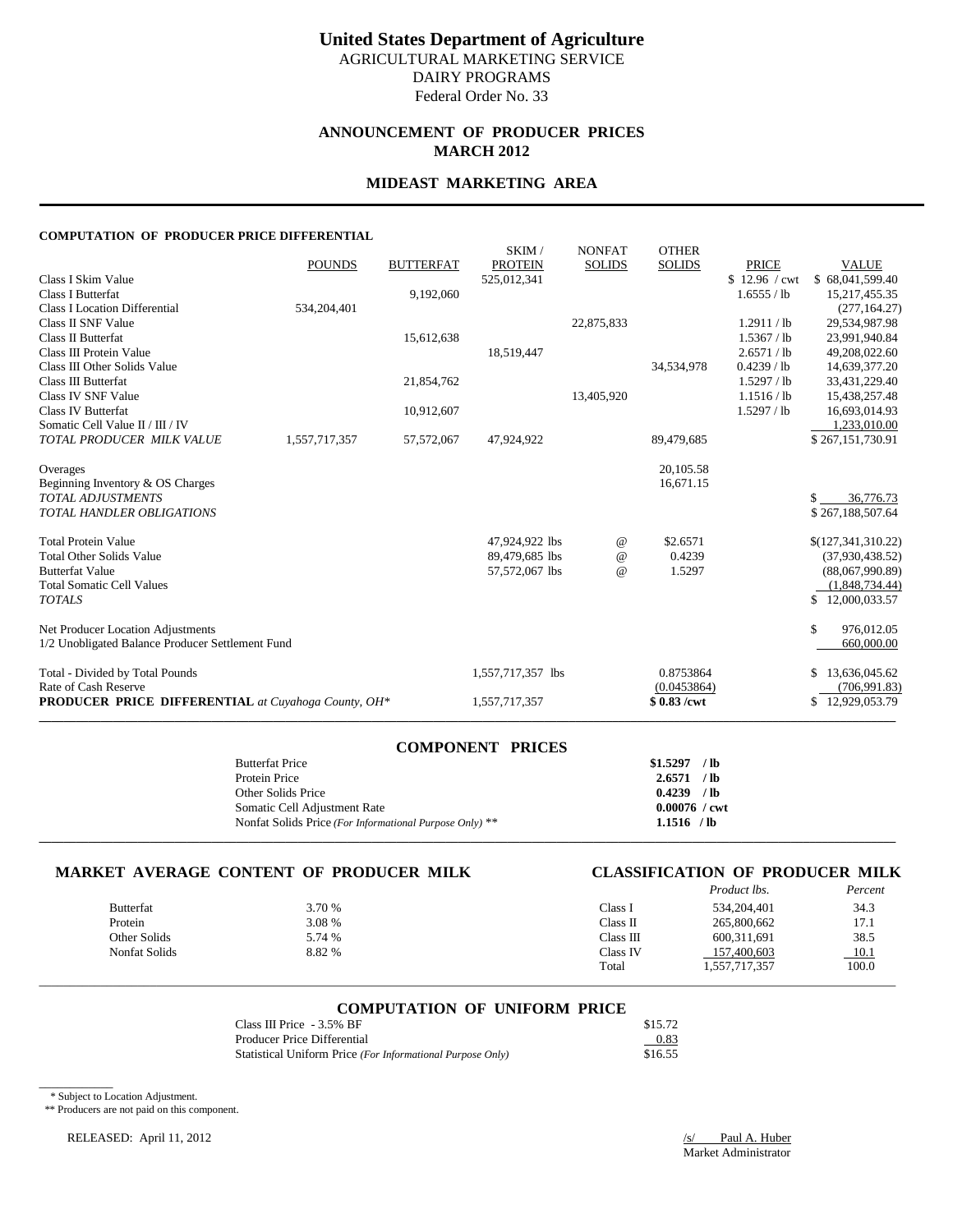# United States Department of Agriculture

AGRICULTURAL MARKETING SERVICE
DAIRY PROGRAMS
Federal Order No. 33

## ANNOUNCEMENT OF PRODUCER PRICES
## MARCH 2012

## MIDEAST MARKETING AREA

### COMPUTATION OF PRODUCER PRICE DIFFERENTIAL

| | POUNDS | BUTTERFAT | SKIM / PROTEIN | NONFAT SOLIDS | OTHER SOLIDS | PRICE | VALUE |
|---|---|---|---|---|---|---|---|
| Class I Skim Value | | | 525,012,341 | | | $ 12.96 / cwt | $ 68,041,599.40 |
| Class I Butterfat | | 9,192,060 | | | | 1.6555 / lb | 15,217,455.35 |
| Class I Location Differential | 534,204,401 | | | | | | (277,164.27) |
| Class II SNF Value | | | | 22,875,833 | | 1.2911 / lb | 29,534,987.98 |
| Class II Butterfat | | 15,612,638 | | | | 1.5367 / lb | 23,991,940.84 |
| Class III Protein Value | | | 18,519,447 | | | 2.6571 / lb | 49,208,022.60 |
| Class III Other Solids Value | | | | | 34,534,978 | 0.4239 / lb | 14,639,377.20 |
| Class III Butterfat | | 21,854,762 | | | | 1.5297 / lb | 33,431,229.40 |
| Class IV SNF Value | | | | 13,405,920 | | 1.1516 / lb | 15,438,257.48 |
| Class IV Butterfat | | 10,912,607 | | | | 1.5297 / lb | 16,693,014.93 |
| Somatic Cell Value II / III / IV | | | | | | | 1,233,010.00 |
| *TOTAL PRODUCER MILK VALUE* | 1,557,717,357 | 57,572,067 | 47,924,922 | | 89,479,685 | | $ 267,151,730.91 |
| | | | | | | | |
| Overages | | | | | 20,105.58 | | |
| Beginning Inventory & OS Charges | | | | | 16,671.15 | | |
| *TOTAL ADJUSTMENTS* | | | | | | | $ 36,776.73 |
| *TOTAL HANDLER OBLIGATIONS* | | | | | | | $ 267,188,507.64 |
| | | | | | | | |
| Total Protein Value | | | 47,924,922 lbs | @ | $2.6571 | | $(127,341,310.22) |
| Total Other Solids Value | | | 89,479,685 lbs | @ | 0.4239 | | (37,930,438.52) |
| Butterfat Value | | | 57,572,067 lbs | @ | 1.5297 | | (88,067,990.89) |
| Total Somatic Cell Values | | | | | | | (1,848,734.44) |
| *TOTALS* | | | | | | | $ 12,000,033.57 |
| | | | | | | | |
| Net Producer Location Adjustments | | | | | | | $ 976,012.05 |
| 1/2 Unobligated Balance Producer Settlement Fund | | | | | | | 660,000.00 |
| | | | | | | | |
| Total - Divided by Total Pounds | | | 1,557,717,357 lbs | | 0.8753864 | | $ 13,636,045.62 |
| Rate of Cash Reserve | | | | | (0.0453864) | | (706,991.83) |
| **PRODUCER PRICE DIFFERENTIAL** *at Cuyahoga County, OH\** | | | 1,557,717,357 | | **$ 0.83 /cwt** | | $ 12,929,053.79 |

### COMPONENT PRICES

| | |
|---|---|
| Butterfat Price | **$1.5297 / lb** |
| Protein Price | **2.6571 / lb** |
| Other Solids Price | **0.4239 / lb** |
| Somatic Cell Adjustment Rate | **0.00076 / cwt** |
| Nonfat Solids Price *(For Informational Purpose Only)* ** | **1.1516 / lb** |

### MARKET AVERAGE CONTENT OF PRODUCER MILK

| | |
|---|---|
| Butterfat | 3.70 % |
| Protein | 3.08 % |
| Other Solids | 5.74 % |
| Nonfat Solids | 8.82 % |

### CLASSIFICATION OF PRODUCER MILK

| | *Product lbs.* | *Percent* |
|---|---|---|
| Class I | 534,204,401 | 34.3 |
| Class II | 265,800,662 | 17.1 |
| Class III | 600,311,691 | 38.5 |
| Class IV | 157,400,603 | 10.1 |
| Total | 1,557,717,357 | 100.0 |

### COMPUTATION OF UNIFORM PRICE

| | |
|---|---|
| Class III Price - 3.5% BF | $15.72 |
| Producer Price Differential | 0.83 |
| Statistical Uniform Price *(For Informational Purpose Only)* | $16.55 |

\* Subject to Location Adjustment.

\*\* Producers are not paid on this component.

RELEASED: April 11, 2012

/s/ Paul A. Huber
Market Administrator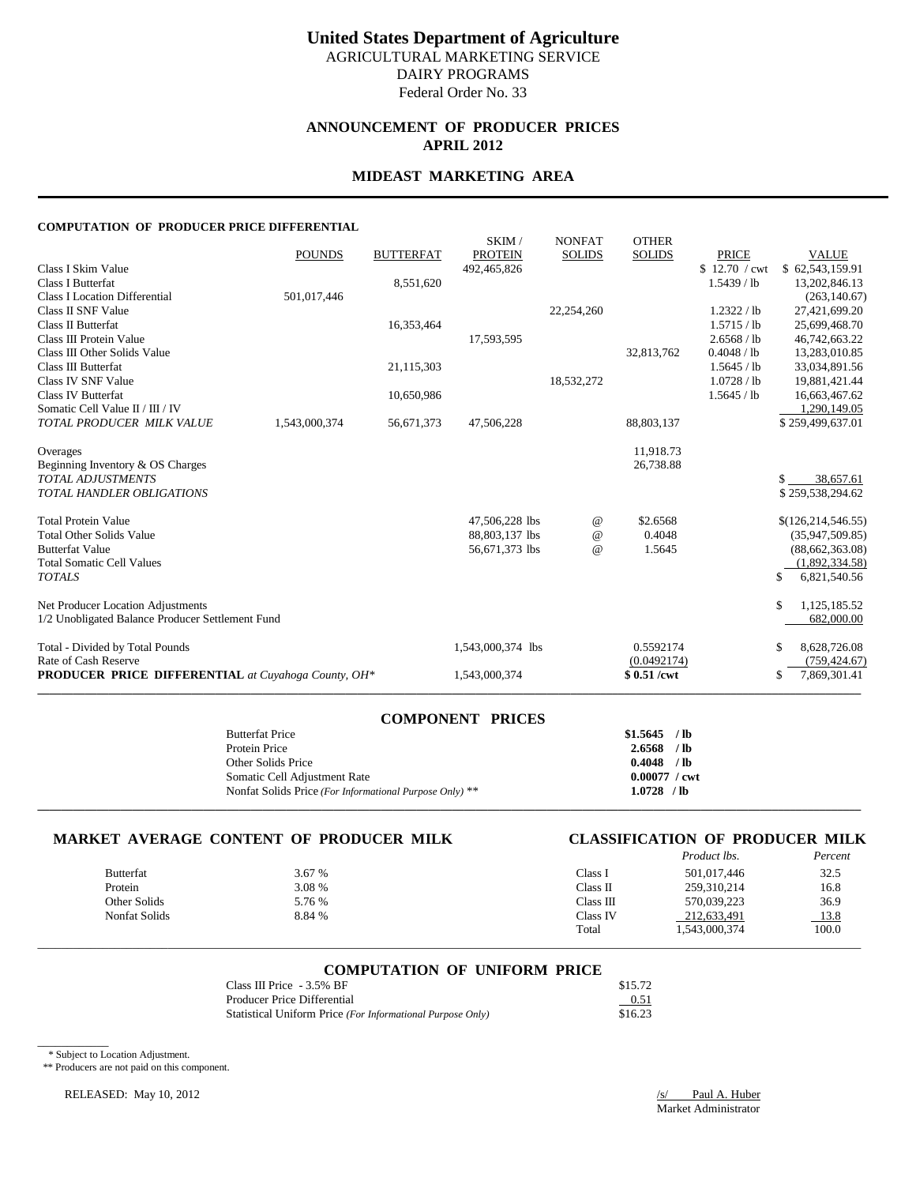# United States Department of Agriculture

AGRICULTURAL MARKETING SERVICE
DAIRY PROGRAMS
Federal Order No. 33

## ANNOUNCEMENT OF PRODUCER PRICES
## APRIL 2012

## MIDEAST MARKETING AREA

### COMPUTATION OF PRODUCER PRICE DIFFERENTIAL

| | POUNDS | BUTTERFAT | SKIM / PROTEIN | NONFAT SOLIDS | OTHER SOLIDS | PRICE | VALUE |
|---|---|---|---|---|---|---|---|
| Class I Skim Value | | | 492,465,826 | | | $ 12.70 / cwt | $ 62,543,159.91 |
| Class I Butterfat | | 8,551,620 | | | | 1.5439 / lb | 13,202,846.13 |
| Class I Location Differential | 501,017,446 | | | | | | (263,140.67) |
| Class II SNF Value | | | | 22,254,260 | | 1.2322 / lb | 27,421,699.20 |
| Class II Butterfat | | 16,353,464 | | | | 1.5715 / lb | 25,699,468.70 |
| Class III Protein Value | | | 17,593,595 | | | 2.6568 / lb | 46,742,663.22 |
| Class III Other Solids Value | | | | | 32,813,762 | 0.4048 / lb | 13,283,010.85 |
| Class III Butterfat | | 21,115,303 | | | | 1.5645 / lb | 33,034,891.56 |
| Class IV SNF Value | | | | 18,532,272 | | 1.0728 / lb | 19,881,421.44 |
| Class IV Butterfat | | 10,650,986 | | | | 1.5645 / lb | 16,663,467.62 |
| Somatic Cell Value II / III / IV | | | | | | | 1,290,149.05 |
| *TOTAL PRODUCER MILK VALUE* | 1,543,000,374 | 56,671,373 | 47,506,228 | | 88,803,137 | | $ 259,499,637.01 |
| Overages | | | | | 11,918.73 | | |
| Beginning Inventory & OS Charges | | | | | 26,738.88 | | |
| *TOTAL ADJUSTMENTS* | | | | | | | $ 38,657.61 |
| *TOTAL HANDLER OBLIGATIONS* | | | | | | | $ 259,538,294.62 |
| Total Protein Value | | | 47,506,228 lbs | @ | $2.6568 | | $(126,214,546.55) |
| Total Other Solids Value | | | 88,803,137 lbs | @ | 0.4048 | | (35,947,509.85) |
| Butterfat Value | | | 56,671,373 lbs | @ | 1.5645 | | (88,662,363.08) |
| Total Somatic Cell Values | | | | | | | (1,892,334.58) |
| *TOTALS* | | | | | | | $ 6,821,540.56 |
| Net Producer Location Adjustments | | | | | | | $ 1,125,185.52 |
| 1/2 Unobligated Balance Producer Settlement Fund | | | | | | | 682,000.00 |
| Total - Divided by Total Pounds | | | 1,543,000,374 lbs | | 0.5592174 | | $ 8,628,726.08 |
| Rate of Cash Reserve | | | | | (0.0492174) | | (759,424.67) |
| **PRODUCER PRICE DIFFERENTIAL** *at Cuyahoga County, OH\** | | | 1,543,000,374 | | **$ 0.51 /cwt** | | $ 7,869,301.41 |

### COMPONENT PRICES

| | |
|---|---|
| Butterfat Price | **$1.5645 / lb** |
| Protein Price | **2.6568 / lb** |
| Other Solids Price | **0.4048 / lb** |
| Somatic Cell Adjustment Rate | **0.00077 / cwt** |
| Nonfat Solids Price *(For Informational Purpose Only)* ** | **1.0728 / lb** |

### MARKET AVERAGE CONTENT OF PRODUCER MILK

| | |
|---|---|
| Butterfat | 3.67 % |
| Protein | 3.08 % |
| Other Solids | 5.76 % |
| Nonfat Solids | 8.84 % |

### CLASSIFICATION OF PRODUCER MILK

| | *Product lbs.* | *Percent* |
|---|---|---|
| Class I | 501,017,446 | 32.5 |
| Class II | 259,310,214 | 16.8 |
| Class III | 570,039,223 | 36.9 |
| Class IV | 212,633,491 | 13.8 |
| Total | 1,543,000,374 | 100.0 |

### COMPUTATION OF UNIFORM PRICE

| | |
|---|---|
| Class III Price - 3.5% BF | $15.72 |
| Producer Price Differential | 0.51 |
| Statistical Uniform Price *(For Informational Purpose Only)* | $16.23 |

\* Subject to Location Adjustment.
** Producers are not paid on this component.

RELEASED: May 10, 2012

/s/ Paul A. Huber
Market Administrator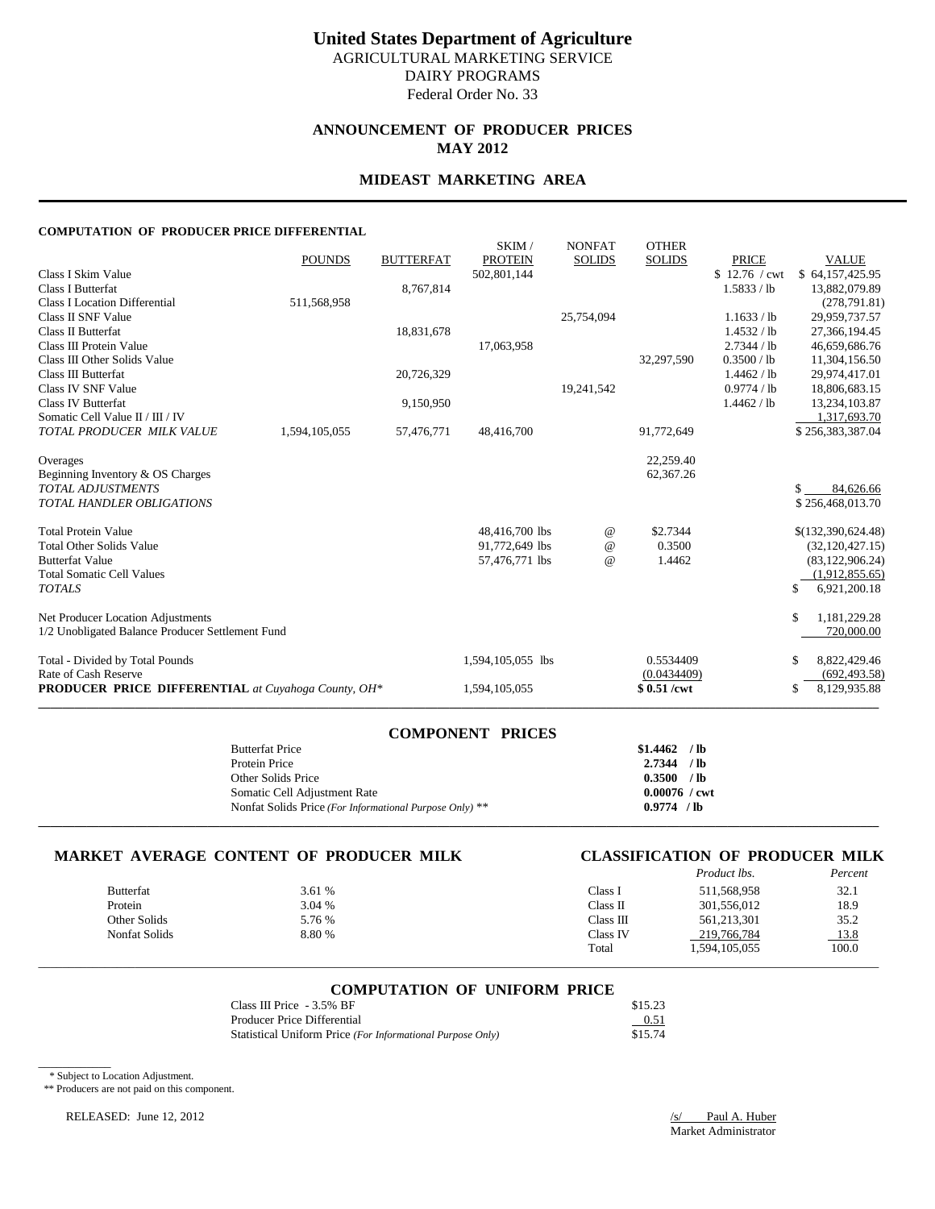# United States Department of Agriculture

AGRICULTURAL MARKETING SERVICE
DAIRY PROGRAMS
Federal Order No. 33

## ANNOUNCEMENT OF PRODUCER PRICES
## MAY 2012

## MIDEAST MARKETING AREA

### COMPUTATION OF PRODUCER PRICE DIFFERENTIAL

| | POUNDS | BUTTERFAT | SKIM / PROTEIN | NONFAT SOLIDS | OTHER SOLIDS | PRICE | VALUE |
|---|---|---|---|---|---|---|---|
| Class I Skim Value | | | 502,801,144 | | | $ 12.76 / cwt | $ 64,157,425.95 |
| Class I Butterfat | | 8,767,814 | | | | 1.5833 / lb | 13,882,079.89 |
| Class I Location Differential | 511,568,958 | | | | | | (278,791.81) |
| Class II SNF Value | | | | 25,754,094 | | 1.1633 / lb | 29,959,737.57 |
| Class II Butterfat | | 18,831,678 | | | | 1.4532 / lb | 27,366,194.45 |
| Class III Protein Value | | | 17,063,958 | | | 2.7344 / lb | 46,659,686.76 |
| Class III Other Solids Value | | | | | 32,297,590 | 0.3500 / lb | 11,304,156.50 |
| Class III Butterfat | | 20,726,329 | | | | 1.4462 / lb | 29,974,417.01 |
| Class IV SNF Value | | | | 19,241,542 | | 0.9774 / lb | 18,806,683.15 |
| Class IV Butterfat | | 9,150,950 | | | | 1.4462 / lb | 13,234,103.87 |
| Somatic Cell Value II / III / IV | | | | | | | 1,317,693.70 |
| *TOTAL PRODUCER MILK VALUE* | 1,594,105,055 | 57,476,771 | 48,416,700 | | 91,772,649 | | $ 256,383,387.04 |
| Overages | | | | | 22,259.40 | | |
| Beginning Inventory & OS Charges | | | | | 62,367.26 | | |
| *TOTAL ADJUSTMENTS* | | | | | | | $ 84,626.66 |
| *TOTAL HANDLER OBLIGATIONS* | | | | | | | $ 256,468,013.70 |
| Total Protein Value | | | 48,416,700 lbs | @ | $2.7344 | | $(132,390,624.48) |
| Total Other Solids Value | | | 91,772,649 lbs | @ | 0.3500 | | (32,120,427.15) |
| Butterfat Value | | | 57,476,771 lbs | @ | 1.4462 | | (83,122,906.24) |
| Total Somatic Cell Values | | | | | | | (1,912,855.65) |
| *TOTALS* | | | | | | | $ 6,921,200.18 |
| Net Producer Location Adjustments | | | | | | | $ 1,181,229.28 |
| 1/2 Unobligated Balance Producer Settlement Fund | | | | | | | 720,000.00 |
| Total - Divided by Total Pounds | | | 1,594,105,055 lbs | | 0.5534409 | | $ 8,822,429.46 |
| Rate of Cash Reserve | | | | | (0.0434409) | | (692,493.58) |
| **PRODUCER PRICE DIFFERENTIAL** *at Cuyahoga County, OH\** | | | 1,594,105,055 | | **$ 0.51 /cwt** | | $ 8,129,935.88 |

### COMPONENT PRICES

| | |
|---|---|
| Butterfat Price | **$1.4462 / lb** |
| Protein Price | **2.7344 / lb** |
| Other Solids Price | **0.3500 / lb** |
| Somatic Cell Adjustment Rate | **0.00076 / cwt** |
| Nonfat Solids Price *(For Informational Purpose Only)* ** | **0.9774 / lb** |

### MARKET AVERAGE CONTENT OF PRODUCER MILK

| | |
|---|---|
| Butterfat | 3.61 % |
| Protein | 3.04 % |
| Other Solids | 5.76 % |
| Nonfat Solids | 8.80 % |

### CLASSIFICATION OF PRODUCER MILK

| | *Product lbs.* | *Percent* |
|---|---|---|
| Class I | 511,568,958 | 32.1 |
| Class II | 301,556,012 | 18.9 |
| Class III | 561,213,301 | 35.2 |
| Class IV | 219,766,784 | 13.8 |
| Total | 1,594,105,055 | 100.0 |

### COMPUTATION OF UNIFORM PRICE

| | |
|---|---|
| Class III Price - 3.5% BF | $15.23 |
| Producer Price Differential | 0.51 |
| Statistical Uniform Price *(For Informational Purpose Only)* | $15.74 |

\* Subject to Location Adjustment.
** Producers are not paid on this component.

RELEASED: June 12, 2012

/s/ Paul A. Huber
Market Administrator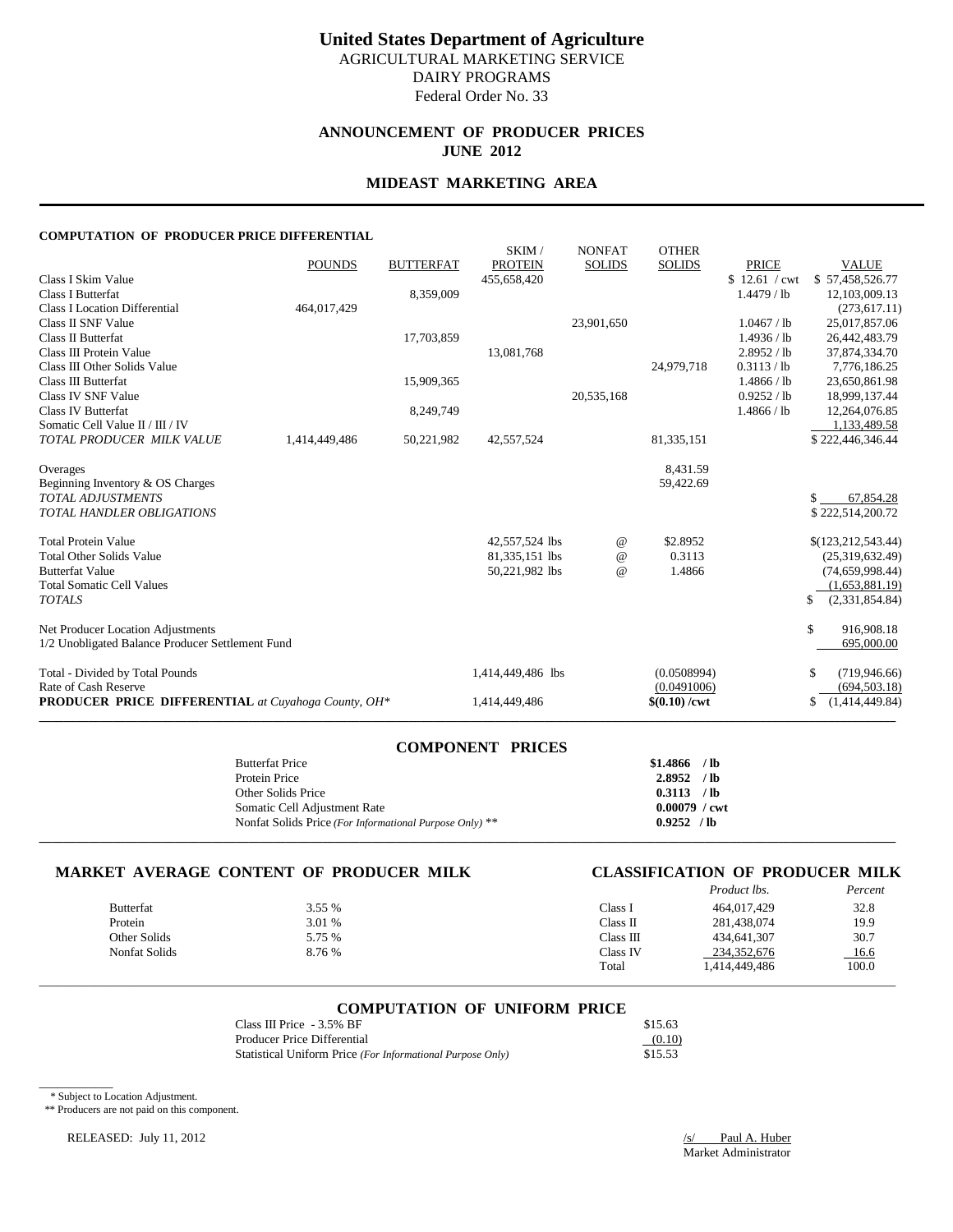# United States Department of Agriculture

AGRICULTURAL MARKETING SERVICE
DAIRY PROGRAMS
Federal Order No. 33

## ANNOUNCEMENT OF PRODUCER PRICES
## JUNE 2012

## MIDEAST MARKETING AREA

### COMPUTATION OF PRODUCER PRICE DIFFERENTIAL

| | POUNDS | BUTTERFAT | SKIM / PROTEIN | NONFAT SOLIDS | OTHER SOLIDS | PRICE | VALUE |
|---|---|---|---|---|---|---|---|
| Class I Skim Value | | | 455,658,420 | | | $ 12.61 / cwt | $ 57,458,526.77 |
| Class I Butterfat | | 8,359,009 | | | | 1.4479 / lb | 12,103,009.13 |
| Class I Location Differential | 464,017,429 | | | | | | (273,617.11) |
| Class II SNF Value | | | | 23,901,650 | | 1.0467 / lb | 25,017,857.06 |
| Class II Butterfat | | 17,703,859 | | | | 1.4936 / lb | 26,442,483.79 |
| Class III Protein Value | | | 13,081,768 | | | 2.8952 / lb | 37,874,334.70 |
| Class III Other Solids Value | | | | | 24,979,718 | 0.3113 / lb | 7,776,186.25 |
| Class III Butterfat | | 15,909,365 | | | | 1.4866 / lb | 23,650,861.98 |
| Class IV SNF Value | | | | 20,535,168 | | 0.9252 / lb | 18,999,137.44 |
| Class IV Butterfat | | 8,249,749 | | | | 1.4866 / lb | 12,264,076.85 |
| Somatic Cell Value II / III / IV | | | | | | | 1,133,489.58 |
| *TOTAL PRODUCER MILK VALUE* | 1,414,449,486 | 50,221,982 | 42,557,524 | | 81,335,151 | | $ 222,446,346.44 |
| | | | | | | | |
| Overages | | | | | 8,431.59 | | |
| Beginning Inventory & OS Charges | | | | | 59,422.69 | | |
| *TOTAL ADJUSTMENTS* | | | | | | | $ 67,854.28 |
| *TOTAL HANDLER OBLIGATIONS* | | | | | | | $ 222,514,200.72 |
| | | | | | | | |
| Total Protein Value | | | 42,557,524 lbs | @ | $2.8952 | | $(123,212,543.44) |
| Total Other Solids Value | | | 81,335,151 lbs | @ | 0.3113 | | (25,319,632.49) |
| Butterfat Value | | | 50,221,982 lbs | @ | 1.4866 | | (74,659,998.44) |
| Total Somatic Cell Values | | | | | | | (1,653,881.19) |
| *TOTALS* | | | | | | | $ (2,331,854.84) |
| | | | | | | | |
| Net Producer Location Adjustments | | | | | | | $ 916,908.18 |
| 1/2 Unobligated Balance Producer Settlement Fund | | | | | | | 695,000.00 |
| | | | | | | | |
| Total - Divided by Total Pounds | | | 1,414,449,486 lbs | | (0.0508994) | | $ (719,946.66) |
| Rate of Cash Reserve | | | | | (0.0491006) | | (694,503.18) |
| **PRODUCER PRICE DIFFERENTIAL** *at Cuyahoga County, OH\** | | | 1,414,449,486 | | **$(0.10) /cwt** | | $ (1,414,449.84) |

### COMPONENT PRICES

| | |
|---|---|
| Butterfat Price | **$1.4866 / lb** |
| Protein Price | **2.8952 / lb** |
| Other Solids Price | **0.3113 / lb** |
| Somatic Cell Adjustment Rate | **0.00079 / cwt** |
| Nonfat Solids Price *(For Informational Purpose Only)* ** | **0.9252 / lb** |

### MARKET AVERAGE CONTENT OF PRODUCER MILK

| | |
|---|---|
| Butterfat | 3.55 % |
| Protein | 3.01 % |
| Other Solids | 5.75 % |
| Nonfat Solids | 8.76 % |

### CLASSIFICATION OF PRODUCER MILK

| | *Product lbs.* | *Percent* |
|---|---|---|
| Class I | 464,017,429 | 32.8 |
| Class II | 281,438,074 | 19.9 |
| Class III | 434,641,307 | 30.7 |
| Class IV | 234,352,676 | 16.6 |
| Total | 1,414,449,486 | 100.0 |

### COMPUTATION OF UNIFORM PRICE

| | |
|---|---|
| Class III Price - 3.5% BF | $15.63 |
| Producer Price Differential | (0.10) |
| Statistical Uniform Price *(For Informational Purpose Only)* | $15.53 |

\* Subject to Location Adjustment.

** Producers are not paid on this component.

RELEASED: July 11, 2012

/s/ Paul A. Huber
Market Administrator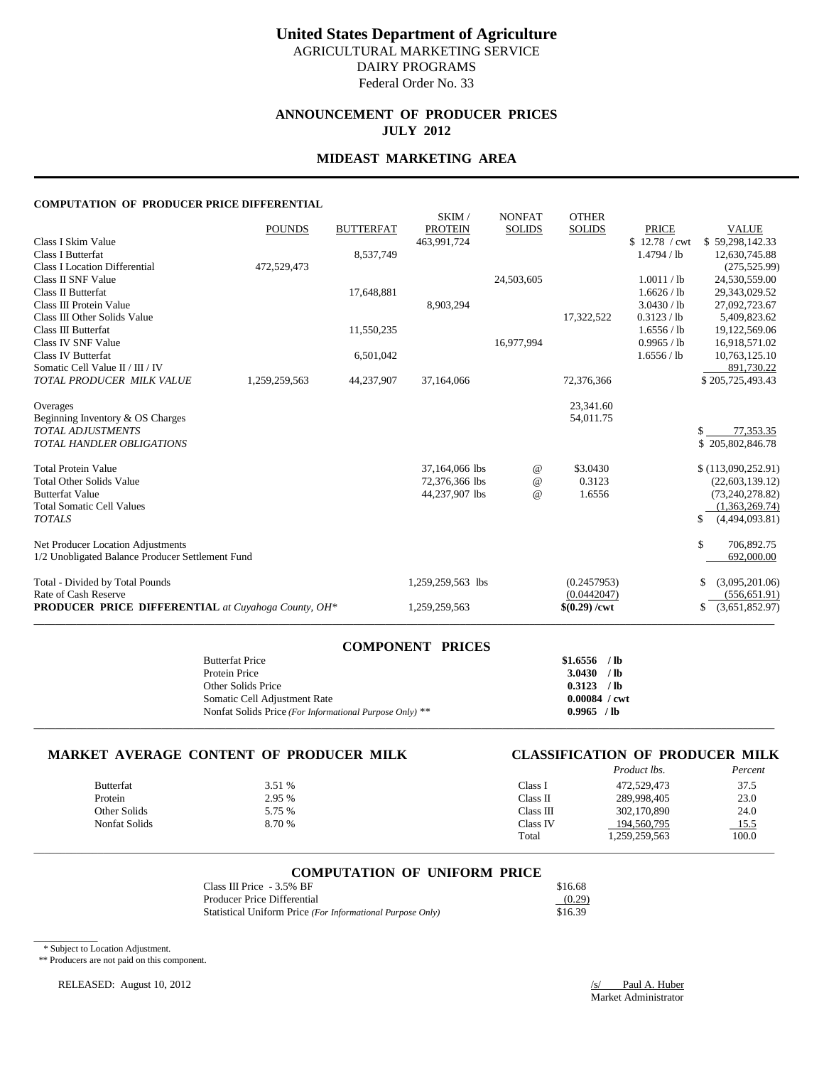# United States Department of Agriculture

AGRICULTURAL MARKETING SERVICE
DAIRY PROGRAMS
Federal Order No. 33

## ANNOUNCEMENT OF PRODUCER PRICES
## JULY 2012

## MIDEAST MARKETING AREA

### COMPUTATION OF PRODUCER PRICE DIFFERENTIAL

| | POUNDS | BUTTERFAT | SKIM / PROTEIN | NONFAT SOLIDS | OTHER SOLIDS | PRICE | VALUE |
|---|---|---|---|---|---|---|---|
| Class I Skim Value | | | 463,991,724 | | | $ 12.78 / cwt | $ 59,298,142.33 |
| Class I Butterfat | | 8,537,749 | | | | 1.4794 / lb | 12,630,745.88 |
| Class I Location Differential | 472,529,473 | | | | | | (275,525.99) |
| Class II SNF Value | | | | 24,503,605 | | 1.0011 / lb | 24,530,559.00 |
| Class II Butterfat | | 17,648,881 | | | | 1.6626 / lb | 29,343,029.52 |
| Class III Protein Value | | | 8,903,294 | | | 3.0430 / lb | 27,092,723.67 |
| Class III Other Solids Value | | | | | 17,322,522 | 0.3123 / lb | 5,409,823.62 |
| Class III Butterfat | | 11,550,235 | | | | 1.6556 / lb | 19,122,569.06 |
| Class IV SNF Value | | | | 16,977,994 | | 0.9965 / lb | 16,918,571.02 |
| Class IV Butterfat | | 6,501,042 | | | | 1.6556 / lb | 10,763,125.10 |
| Somatic Cell Value II / III / IV | | | | | | | 891,730.22 |
| *TOTAL PRODUCER MILK VALUE* | 1,259,259,563 | 44,237,907 | 37,164,066 | | 72,376,366 | | $ 205,725,493.43 |
| Overages | | | | | 23,341.60 | | |
| Beginning Inventory & OS Charges | | | | | 54,011.75 | | |
| *TOTAL ADJUSTMENTS* | | | | | | | $ 77,353.35 |
| *TOTAL HANDLER OBLIGATIONS* | | | | | | | $ 205,802,846.78 |
| Total Protein Value | | | 37,164,066 lbs | @ | $3.0430 | | $ (113,090,252.91) |
| Total Other Solids Value | | | 72,376,366 lbs | @ | 0.3123 | | (22,603,139.12) |
| Butterfat Value | | | 44,237,907 lbs | @ | 1.6556 | | (73,240,278.82) |
| Total Somatic Cell Values | | | | | | | (1,363,269.74) |
| *TOTALS* | | | | | | | $ (4,494,093.81) |
| Net Producer Location Adjustments | | | | | | | $ 706,892.75 |
| 1/2 Unobligated Balance Producer Settlement Fund | | | | | | | 692,000.00 |
| Total - Divided by Total Pounds | | | 1,259,259,563 lbs | | (0.2457953) | | $ (3,095,201.06) |
| Rate of Cash Reserve | | | | | (0.0442047) | | (556,651.91) |
| **PRODUCER PRICE DIFFERENTIAL** *at Cuyahoga County, OH\** | | | 1,259,259,563 | | **$(0.29) /cwt** | | $ (3,651,852.97) |

### COMPONENT PRICES

| | |
|---|---|
| Butterfat Price | **$1.6556 / lb** |
| Protein Price | **3.0430 / lb** |
| Other Solids Price | **0.3123 / lb** |
| Somatic Cell Adjustment Rate | **0.00084 / cwt** |
| Nonfat Solids Price *(For Informational Purpose Only)* ** | **0.9965 / lb** |

### MARKET AVERAGE CONTENT OF PRODUCER MILK

| | |
|---|---|
| Butterfat | 3.51 % |
| Protein | 2.95 % |
| Other Solids | 5.75 % |
| Nonfat Solids | 8.70 % |

### CLASSIFICATION OF PRODUCER MILK

| | *Product lbs.* | *Percent* |
|---|---|---|
| Class I | 472,529,473 | 37.5 |
| Class II | 289,998,405 | 23.0 |
| Class III | 302,170,890 | 24.0 |
| Class IV | 194,560,795 | 15.5 |
| Total | 1,259,259,563 | 100.0 |

### COMPUTATION OF UNIFORM PRICE

| | |
|---|---|
| Class III Price - 3.5% BF | $16.68 |
| Producer Price Differential | (0.29) |
| Statistical Uniform Price *(For Informational Purpose Only)* | $16.39 |

\* Subject to Location Adjustment.
** Producers are not paid on this component.

RELEASED: August 10, 2012

/s/ Paul A. Huber
Market Administrator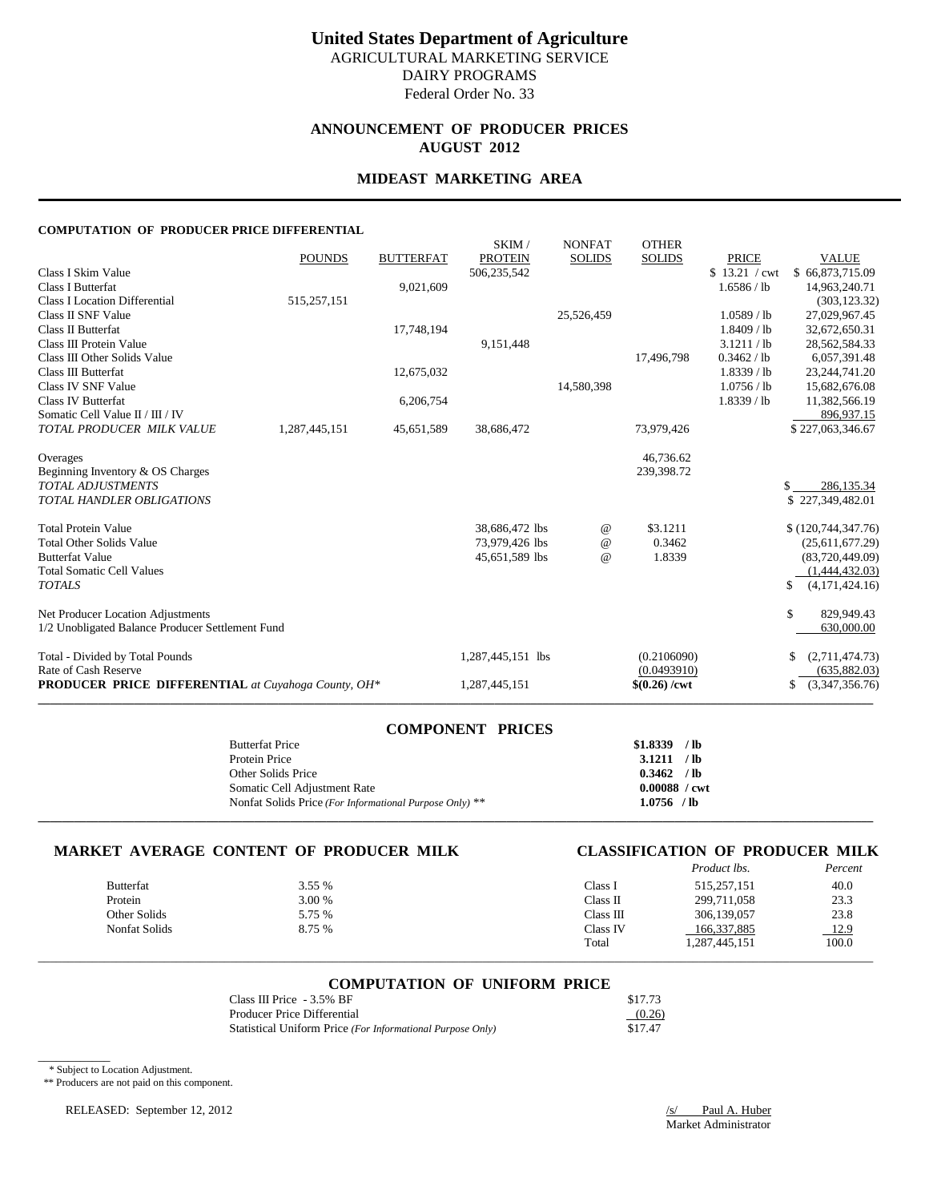# United States Department of Agriculture

AGRICULTURAL MARKETING SERVICE
DAIRY PROGRAMS
Federal Order No. 33

## ANNOUNCEMENT OF PRODUCER PRICES
## AUGUST 2012

## MIDEAST MARKETING AREA

### COMPUTATION OF PRODUCER PRICE DIFFERENTIAL

| | POUNDS | BUTTERFAT | SKIM / PROTEIN | NONFAT SOLIDS | OTHER SOLIDS | PRICE | VALUE |
|---|---|---|---|---|---|---|---|
| Class I Skim Value | | | 506,235,542 | | | $ 13.21 / cwt | $ 66,873,715.09 |
| Class I Butterfat | | 9,021,609 | | | | 1.6586 / lb | 14,963,240.71 |
| Class I Location Differential | 515,257,151 | | | | | | (303,123.32) |
| Class II SNF Value | | | | 25,526,459 | | 1.0589 / lb | 27,029,967.45 |
| Class II Butterfat | | 17,748,194 | | | | 1.8409 / lb | 32,672,650.31 |
| Class III Protein Value | | | 9,151,448 | | | 3.1211 / lb | 28,562,584.33 |
| Class III Other Solids Value | | | | | 17,496,798 | 0.3462 / lb | 6,057,391.48 |
| Class III Butterfat | | 12,675,032 | | | | 1.8339 / lb | 23,244,741.20 |
| Class IV SNF Value | | | | 14,580,398 | | 1.0756 / lb | 15,682,676.08 |
| Class IV Butterfat | | 6,206,754 | | | | 1.8339 / lb | 11,382,566.19 |
| Somatic Cell Value II / III / IV | | | | | | | 896,937.15 |
| *TOTAL PRODUCER MILK VALUE* | 1,287,445,151 | 45,651,589 | 38,686,472 | | 73,979,426 | | $ 227,063,346.67 |
| | | | | | | | |
| Overages | | | | | 46,736.62 | | |
| Beginning Inventory & OS Charges | | | | | 239,398.72 | | |
| *TOTAL ADJUSTMENTS* | | | | | | | $ 286,135.34 |
| *TOTAL HANDLER OBLIGATIONS* | | | | | | | $ 227,349,482.01 |
| | | | | | | | |
| Total Protein Value | | | 38,686,472 lbs | @ | $3.1211 | | $ (120,744,347.76) |
| Total Other Solids Value | | | 73,979,426 lbs | @ | 0.3462 | | (25,611,677.29) |
| Butterfat Value | | | 45,651,589 lbs | @ | 1.8339 | | (83,720,449.09) |
| Total Somatic Cell Values | | | | | | | (1,444,432.03) |
| *TOTALS* | | | | | | | $ (4,171,424.16) |
| | | | | | | | |
| Net Producer Location Adjustments | | | | | | | $ 829,949.43 |
| 1/2 Unobligated Balance Producer Settlement Fund | | | | | | | 630,000.00 |
| | | | | | | | |
| Total - Divided by Total Pounds | | | 1,287,445,151 lbs | | (0.2106090) | | $ (2,711,474.73) |
| Rate of Cash Reserve | | | | | (0.0493910) | | (635,882.03) |
| **PRODUCER PRICE DIFFERENTIAL** *at Cuyahoga County, OH\** | | | 1,287,445,151 | | **$(0.26) /cwt** | | $ (3,347,356.76) |

### COMPONENT PRICES

| | |
|---|---|
| Butterfat Price | **$1.8339 / lb** |
| Protein Price | **3.1211 / lb** |
| Other Solids Price | **0.3462 / lb** |
| Somatic Cell Adjustment Rate | **0.00088 / cwt** |
| Nonfat Solids Price *(For Informational Purpose Only)* ** | **1.0756 / lb** |

### MARKET AVERAGE CONTENT OF PRODUCER MILK

| | |
|---|---|
| Butterfat | 3.55 % |
| Protein | 3.00 % |
| Other Solids | 5.75 % |
| Nonfat Solids | 8.75 % |

### CLASSIFICATION OF PRODUCER MILK

| | *Product lbs.* | *Percent* |
|---|---|---|
| Class I | 515,257,151 | 40.0 |
| Class II | 299,711,058 | 23.3 |
| Class III | 306,139,057 | 23.8 |
| Class IV | 166,337,885 | 12.9 |
| Total | 1,287,445,151 | 100.0 |

### COMPUTATION OF UNIFORM PRICE

| | |
|---|---|
| Class III Price - 3.5% BF | $17.73 |
| Producer Price Differential | (0.26) |
| Statistical Uniform Price *(For Informational Purpose Only)* | $17.47 |

\* Subject to Location Adjustment.
** Producers are not paid on this component.

RELEASED: September 12, 2012

/s/ Paul A. Huber
Market Administrator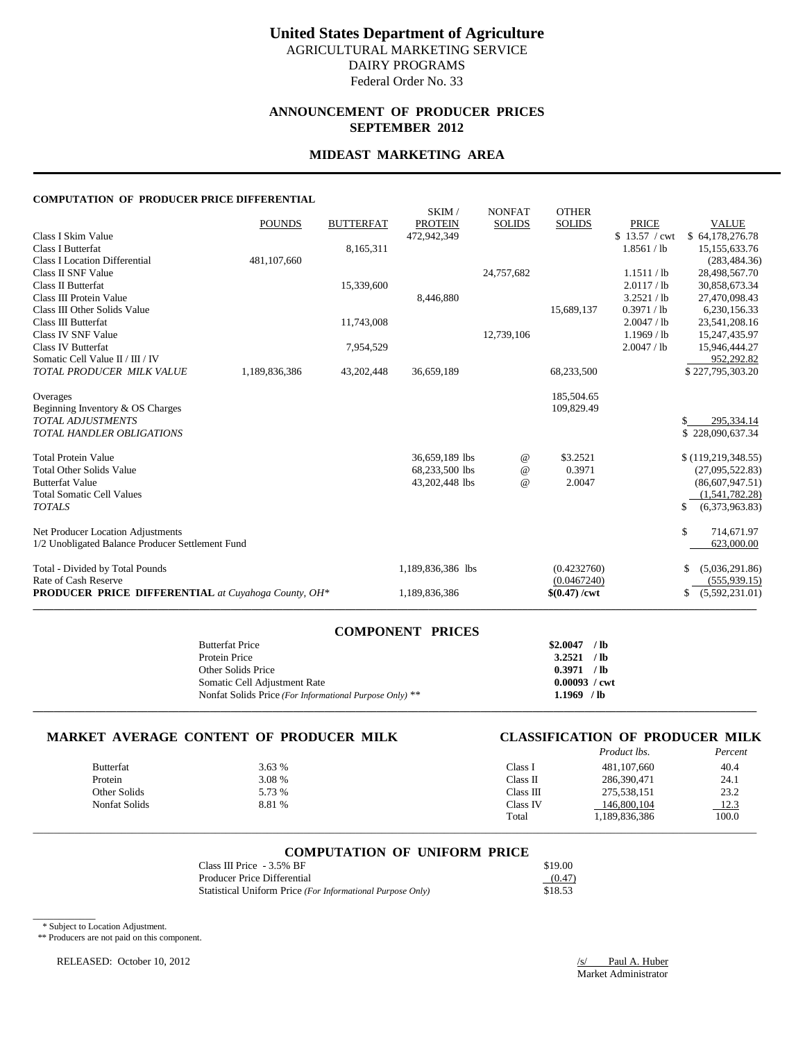# United States Department of Agriculture

AGRICULTURAL MARKETING SERVICE
DAIRY PROGRAMS
Federal Order No. 33

## ANNOUNCEMENT OF PRODUCER PRICES
## SEPTEMBER 2012

## MIDEAST MARKETING AREA

### COMPUTATION OF PRODUCER PRICE DIFFERENTIAL

| | POUNDS | BUTTERFAT | SKIM / PROTEIN | NONFAT SOLIDS | OTHER SOLIDS | PRICE | VALUE |
|---|---|---|---|---|---|---|---|
| Class I Skim Value | | | 472,942,349 | | | $ 13.57 / cwt | $ 64,178,276.78 |
| Class I Butterfat | | 8,165,311 | | | | 1.8561 / lb | 15,155,633.76 |
| Class I Location Differential | 481,107,660 | | | | | | (283,484.36) |
| Class II SNF Value | | | | 24,757,682 | | 1.1511 / lb | 28,498,567.70 |
| Class II Butterfat | | 15,339,600 | | | | 2.0117 / lb | 30,858,673.34 |
| Class III Protein Value | | | 8,446,880 | | | 3.2521 / lb | 27,470,098.43 |
| Class III Other Solids Value | | | | | 15,689,137 | 0.3971 / lb | 6,230,156.33 |
| Class III Butterfat | | 11,743,008 | | | | 2.0047 / lb | 23,541,208.16 |
| Class IV SNF Value | | | | 12,739,106 | | 1.1969 / lb | 15,247,435.97 |
| Class IV Butterfat | | 7,954,529 | | | | 2.0047 / lb | 15,946,444.27 |
| Somatic Cell Value II / III / IV | | | | | | | 952,292.82 |
| *TOTAL PRODUCER MILK VALUE* | 1,189,836,386 | 43,202,448 | 36,659,189 | | 68,233,500 | | $ 227,795,303.20 |
| | | | | | | | |
| Overages | | | | | 185,504.65 | | |
| Beginning Inventory & OS Charges | | | | | 109,829.49 | | |
| *TOTAL ADJUSTMENTS* | | | | | | | $ 295,334.14 |
| *TOTAL HANDLER OBLIGATIONS* | | | | | | | $ 228,090,637.34 |
| | | | | | | | |
| Total Protein Value | | | 36,659,189 lbs | @ | $3.2521 | | $ (119,219,348.55) |
| Total Other Solids Value | | | 68,233,500 lbs | @ | 0.3971 | | (27,095,522.83) |
| Butterfat Value | | | 43,202,448 lbs | @ | 2.0047 | | (86,607,947.51) |
| Total Somatic Cell Values | | | | | | | (1,541,782.28) |
| *TOTALS* | | | | | | | $ (6,373,963.83) |
| | | | | | | | |
| Net Producer Location Adjustments | | | | | | | $ 714,671.97 |
| 1/2 Unobligated Balance Producer Settlement Fund | | | | | | | 623,000.00 |
| | | | | | | | |
| Total - Divided by Total Pounds | | | 1,189,836,386 lbs | | (0.4232760) | | $ (5,036,291.86) |
| Rate of Cash Reserve | | | | | (0.0467240) | | (555,939.15) |
| **PRODUCER PRICE DIFFERENTIAL** *at Cuyahoga County, OH\** | | | 1,189,836,386 | | **$(0.47) /cwt** | | $ (5,592,231.01) |

### COMPONENT PRICES

| | |
|---|---|
| Butterfat Price | **$2.0047 / lb** |
| Protein Price | **3.2521 / lb** |
| Other Solids Price | **0.3971 / lb** |
| Somatic Cell Adjustment Rate | **0.00093 / cwt** |
| Nonfat Solids Price *(For Informational Purpose Only)* ** | **1.1969 / lb** |

### MARKET AVERAGE CONTENT OF PRODUCER MILK

| | |
|---|---|
| Butterfat | 3.63 % |
| Protein | 3.08 % |
| Other Solids | 5.73 % |
| Nonfat Solids | 8.81 % |

### CLASSIFICATION OF PRODUCER MILK

| | *Product lbs.* | *Percent* |
|---|---|---|
| Class I | 481,107,660 | 40.4 |
| Class II | 286,390,471 | 24.1 |
| Class III | 275,538,151 | 23.2 |
| Class IV | 146,800,104 | 12.3 |
| Total | 1,189,836,386 | 100.0 |

### COMPUTATION OF UNIFORM PRICE

| | |
|---|---|
| Class III Price - 3.5% BF | $19.00 |
| Producer Price Differential | (0.47) |
| Statistical Uniform Price *(For Informational Purpose Only)* | $18.53 |

\* Subject to Location Adjustment.

** Producers are not paid on this component.

RELEASED: October 10, 2012

/s/ Paul A. Huber
Market Administrator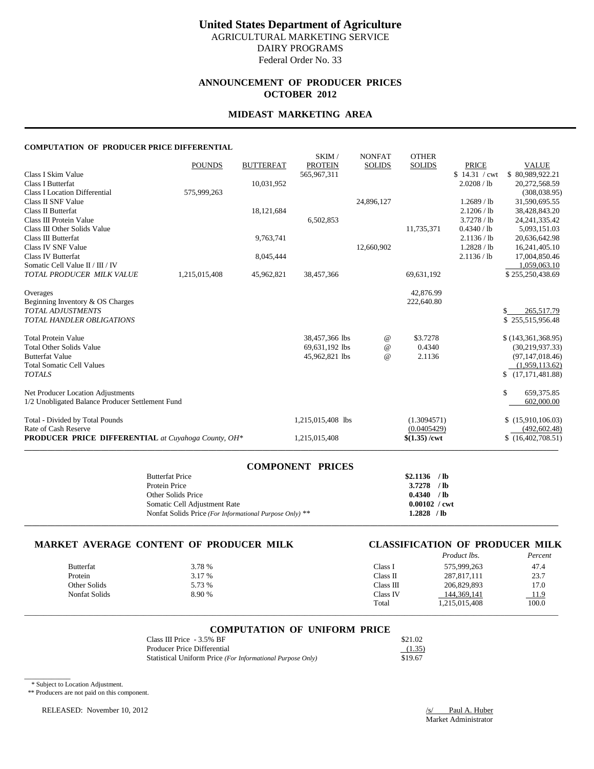# United States Department of Agriculture

AGRICULTURAL MARKETING SERVICE
DAIRY PROGRAMS
Federal Order No. 33

## ANNOUNCEMENT OF PRODUCER PRICES
## OCTOBER 2012

## MIDEAST MARKETING AREA

### COMPUTATION OF PRODUCER PRICE DIFFERENTIAL

| | POUNDS | BUTTERFAT | SKIM / PROTEIN | NONFAT SOLIDS | OTHER SOLIDS | PRICE | VALUE |
|---|---|---|---|---|---|---|---|
| Class I Skim Value | | | 565,967,311 | | | $ 14.31 / cwt | $ 80,989,922.21 |
| Class I Butterfat | | 10,031,952 | | | | 2.0208 / lb | 20,272,568.59 |
| Class I Location Differential | 575,999,263 | | | | | | (308,038.95) |
| Class II SNF Value | | | | 24,896,127 | | 1.2689 / lb | 31,590,695.55 |
| Class II Butterfat | | 18,121,684 | | | | 2.1206 / lb | 38,428,843.20 |
| Class III Protein Value | | | 6,502,853 | | | 3.7278 / lb | 24,241,335.42 |
| Class III Other Solids Value | | | | | 11,735,371 | 0.4340 / lb | 5,093,151.03 |
| Class III Butterfat | | 9,763,741 | | | | 2.1136 / lb | 20,636,642.98 |
| Class IV SNF Value | | | | 12,660,902 | | 1.2828 / lb | 16,241,405.10 |
| Class IV Butterfat | | 8,045,444 | | | | 2.1136 / lb | 17,004,850.46 |
| Somatic Cell Value II / III / IV | | | | | | | 1,059,063.10 |
| *TOTAL PRODUCER MILK VALUE* | 1,215,015,408 | 45,962,821 | 38,457,366 | | 69,631,192 | | $ 255,250,438.69 |
| | | | | | | | |
| Overages | | | | | 42,876.99 | | |
| Beginning Inventory & OS Charges | | | | | 222,640.80 | | |
| *TOTAL ADJUSTMENTS* | | | | | | | $ 265,517.79 |
| *TOTAL HANDLER OBLIGATIONS* | | | | | | | $ 255,515,956.48 |
| | | | | | | | |
| Total Protein Value | | | 38,457,366 lbs | @ | $3.7278 | | $ (143,361,368.95) |
| Total Other Solids Value | | | 69,631,192 lbs | @ | 0.4340 | | (30,219,937.33) |
| Butterfat Value | | | 45,962,821 lbs | @ | 2.1136 | | (97,147,018.46) |
| Total Somatic Cell Values | | | | | | | (1,959,113.62) |
| *TOTALS* | | | | | | | $ (17,171,481.88) |
| | | | | | | | |
| Net Producer Location Adjustments | | | | | | | $ 659,375.85 |
| 1/2 Unobligated Balance Producer Settlement Fund | | | | | | | 602,000.00 |
| | | | | | | | |
| Total - Divided by Total Pounds | | | 1,215,015,408 lbs | | (1.3094571) | | $ (15,910,106.03) |
| Rate of Cash Reserve | | | | | (0.0405429) | | (492,602.48) |
| **PRODUCER PRICE DIFFERENTIAL** *at Cuyahoga County, OH\** | | | 1,215,015,408 | | **$(1.35) /cwt** | | $ (16,402,708.51) |

### COMPONENT PRICES

| | |
|---|---|
| Butterfat Price | **$2.1136 / lb** |
| Protein Price | **3.7278 / lb** |
| Other Solids Price | **0.4340 / lb** |
| Somatic Cell Adjustment Rate | **0.00102 / cwt** |
| Nonfat Solids Price *(For Informational Purpose Only)* ** | **1.2828 / lb** |

### MARKET AVERAGE CONTENT OF PRODUCER MILK

| | |
|---|---|
| Butterfat | 3.78 % |
| Protein | 3.17 % |
| Other Solids | 5.73 % |
| Nonfat Solids | 8.90 % |

### CLASSIFICATION OF PRODUCER MILK

| | *Product lbs.* | *Percent* |
|---|---|---|
| Class I | 575,999,263 | 47.4 |
| Class II | 287,817,111 | 23.7 |
| Class III | 206,829,893 | 17.0 |
| Class IV | 144,369,141 | 11.9 |
| Total | 1,215,015,408 | 100.0 |

### COMPUTATION OF UNIFORM PRICE

| | |
|---|---|
| Class III Price - 3.5% BF | $21.02 |
| Producer Price Differential | (1.35) |
| Statistical Uniform Price *(For Informational Purpose Only)* | $19.67 |

\* Subject to Location Adjustment.
** Producers are not paid on this component.

RELEASED: November 10, 2012

/s/ Paul A. Huber
Market Administrator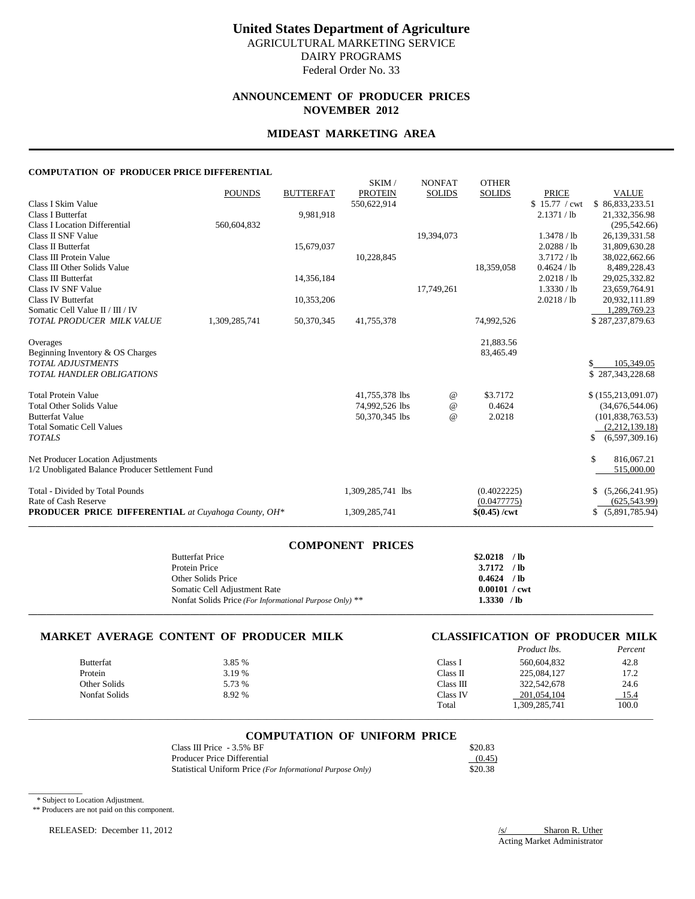# United States Department of Agriculture

AGRICULTURAL MARKETING SERVICE
DAIRY PROGRAMS
Federal Order No. 33

## ANNOUNCEMENT OF PRODUCER PRICES
## NOVEMBER 2012

## MIDEAST MARKETING AREA

### COMPUTATION OF PRODUCER PRICE DIFFERENTIAL

| | POUNDS | BUTTERFAT | SKIM / PROTEIN | NONFAT SOLIDS | OTHER SOLIDS | PRICE | VALUE |
|---|---|---|---|---|---|---|---|
| Class I Skim Value | | | 550,622,914 | | | $ 15.77 / cwt | $ 86,833,233.51 |
| Class I Butterfat | | 9,981,918 | | | | 2.1371 / lb | 21,332,356.98 |
| Class I Location Differential | 560,604,832 | | | | | | (295,542.66) |
| Class II SNF Value | | | | 19,394,073 | | 1.3478 / lb | 26,139,331.58 |
| Class II Butterfat | | 15,679,037 | | | | 2.0288 / lb | 31,809,630.28 |
| Class III Protein Value | | | 10,228,845 | | | 3.7172 / lb | 38,022,662.66 |
| Class III Other Solids Value | | | | | 18,359,058 | 0.4624 / lb | 8,489,228.43 |
| Class III Butterfat | | 14,356,184 | | | | 2.0218 / lb | 29,025,332.82 |
| Class IV SNF Value | | | | 17,749,261 | | 1.3330 / lb | 23,659,764.91 |
| Class IV Butterfat | | 10,353,206 | | | | 2.0218 / lb | 20,932,111.89 |
| Somatic Cell Value II / III / IV | | | | | | | 1,289,769.23 |
| *TOTAL PRODUCER MILK VALUE* | 1,309,285,741 | 50,370,345 | 41,755,378 | | 74,992,526 | | $ 287,237,879.63 |
| | | | | | | | |
| Overages | | | | | 21,883.56 | | |
| Beginning Inventory & OS Charges | | | | | 83,465.49 | | |
| *TOTAL ADJUSTMENTS* | | | | | | | $ 105,349.05 |
| *TOTAL HANDLER OBLIGATIONS* | | | | | | | $ 287,343,228.68 |
| | | | | | | | |
| Total Protein Value | | | 41,755,378 lbs | @ | $3.7172 | | $ (155,213,091.07) |
| Total Other Solids Value | | | 74,992,526 lbs | @ | 0.4624 | | (34,676,544.06) |
| Butterfat Value | | | 50,370,345 lbs | @ | 2.0218 | | (101,838,763.53) |
| Total Somatic Cell Values | | | | | | | (2,212,139.18) |
| *TOTALS* | | | | | | | $ (6,597,309.16) |
| | | | | | | | |
| Net Producer Location Adjustments | | | | | | | $ 816,067.21 |
| 1/2 Unobligated Balance Producer Settlement Fund | | | | | | | 515,000.00 |
| | | | | | | | |
| Total - Divided by Total Pounds | | | 1,309,285,741 lbs | | (0.4022225) | | $ (5,266,241.95) |
| Rate of Cash Reserve | | | | | (0.0477775) | | (625,543.99) |
| **PRODUCER PRICE DIFFERENTIAL** *at Cuyahoga County, OH** | | | 1,309,285,741 | | **$(0.45) /cwt** | | $ (5,891,785.94) |

### COMPONENT PRICES

| | |
|---|---|
| Butterfat Price | **$2.0218 / lb** |
| Protein Price | **3.7172 / lb** |
| Other Solids Price | **0.4624 / lb** |
| Somatic Cell Adjustment Rate | **0.00101 / cwt** |
| Nonfat Solids Price *(For Informational Purpose Only)* ** | **1.3330 / lb** |

### MARKET AVERAGE CONTENT OF PRODUCER MILK

| | |
|---|---|
| Butterfat | 3.85 % |
| Protein | 3.19 % |
| Other Solids | 5.73 % |
| Nonfat Solids | 8.92 % |

### CLASSIFICATION OF PRODUCER MILK

| | *Product lbs.* | *Percent* |
|---|---|---|
| Class I | 560,604,832 | 42.8 |
| Class II | 225,084,127 | 17.2 |
| Class III | 322,542,678 | 24.6 |
| Class IV | 201,054,104 | 15.4 |
| Total | 1,309,285,741 | 100.0 |

### COMPUTATION OF UNIFORM PRICE

| | |
|---|---|
| Class III Price - 3.5% BF | $20.83 |
| Producer Price Differential | (0.45) |
| Statistical Uniform Price *(For Informational Purpose Only)* | $20.38 |

\* Subject to Location Adjustment.

** Producers are not paid on this component.

RELEASED: December 11, 2012

/s/ Sharon R. Uther
Acting Market Administrator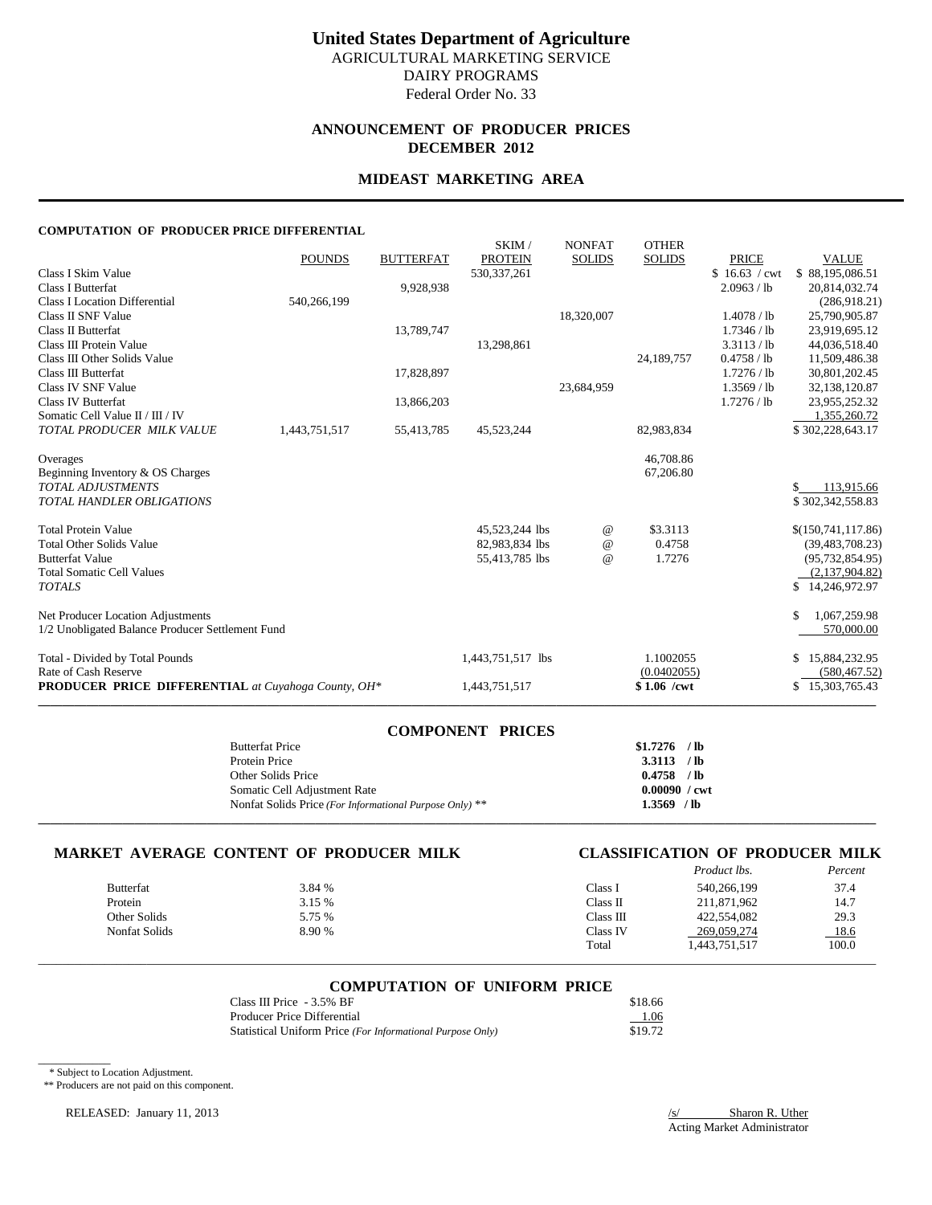# United States Department of Agriculture

AGRICULTURAL MARKETING SERVICE
DAIRY PROGRAMS
Federal Order No. 33

## ANNOUNCEMENT OF PRODUCER PRICES
## DECEMBER 2012

## MIDEAST MARKETING AREA

**COMPUTATION OF PRODUCER PRICE DIFFERENTIAL**

| | POUNDS | BUTTERFAT | SKIM / PROTEIN | NONFAT SOLIDS | OTHER SOLIDS | PRICE | VALUE |
|---|---|---|---|---|---|---|---|
| Class I Skim Value | | | 530,337,261 | | | $ 16.63 / cwt | $ 88,195,086.51 |
| Class I Butterfat | | 9,928,938 | | | | 2.0963 / lb | 20,814,032.74 |
| Class I Location Differential | 540,266,199 | | | | | | (286,918.21) |
| Class II SNF Value | | | | 18,320,007 | | 1.4078 / lb | 25,790,905.87 |
| Class II Butterfat | | 13,789,747 | | | | 1.7346 / lb | 23,919,695.12 |
| Class III Protein Value | | | 13,298,861 | | | 3.3113 / lb | 44,036,518.40 |
| Class III Other Solids Value | | | | | 24,189,757 | 0.4758 / lb | 11,509,486.38 |
| Class III Butterfat | | 17,828,897 | | | | 1.7276 / lb | 30,801,202.45 |
| Class IV SNF Value | | | | 23,684,959 | | 1.3569 / lb | 32,138,120.87 |
| Class IV Butterfat | | 13,866,203 | | | | 1.7276 / lb | 23,955,252.32 |
| Somatic Cell Value II / III / IV | | | | | | | 1,355,260.72 |
| *TOTAL PRODUCER MILK VALUE* | 1,443,751,517 | 55,413,785 | 45,523,244 | | 82,983,834 | | $ 302,228,643.17 |
| Overages | | | | | 46,708.86 | | |
| Beginning Inventory & OS Charges | | | | | 67,206.80 | | |
| *TOTAL ADJUSTMENTS* | | | | | | | $ 113,915.66 |
| *TOTAL HANDLER OBLIGATIONS* | | | | | | | $ 302,342,558.83 |
| Total Protein Value | | | 45,523,244 lbs | @ | $3.3113 | | $(150,741,117.86) |
| Total Other Solids Value | | | 82,983,834 lbs | @ | 0.4758 | | (39,483,708.23) |
| Butterfat Value | | | 55,413,785 lbs | @ | 1.7276 | | (95,732,854.95) |
| Total Somatic Cell Values | | | | | | | (2,137,904.82) |
| *TOTALS* | | | | | | | $ 14,246,972.97 |
| Net Producer Location Adjustments | | | | | | | $ 1,067,259.98 |
| 1/2 Unobligated Balance Producer Settlement Fund | | | | | | | 570,000.00 |
| Total - Divided by Total Pounds | | | 1,443,751,517 lbs | | 1.1002055 | | $ 15,884,232.95 |
| Rate of Cash Reserve | | | | | (0.0402055) | | (580,467.52) |
| **PRODUCER PRICE DIFFERENTIAL** *at Cuyahoga County, OH\** | | | 1,443,751,517 | | **$ 1.06 /cwt** | | $ 15,303,765.43 |

### COMPONENT PRICES

| | |
|---|---|
| Butterfat Price | **$1.7276 / lb** |
| Protein Price | **3.3113 / lb** |
| Other Solids Price | **0.4758 / lb** |
| Somatic Cell Adjustment Rate | **0.00090 / cwt** |
| Nonfat Solids Price *(For Informational Purpose Only)* ** | **1.3569 / lb** |

### MARKET AVERAGE CONTENT OF PRODUCER MILK

| | |
|---|---|
| Butterfat | 3.84 % |
| Protein | 3.15 % |
| Other Solids | 5.75 % |
| Nonfat Solids | 8.90 % |

### CLASSIFICATION OF PRODUCER MILK

| | *Product lbs.* | *Percent* |
|---|---|---|
| Class I | 540,266,199 | 37.4 |
| Class II | 211,871,962 | 14.7 |
| Class III | 422,554,082 | 29.3 |
| Class IV | 269,059,274 | 18.6 |
| Total | 1,443,751,517 | 100.0 |

### COMPUTATION OF UNIFORM PRICE

| | |
|---|---|
| Class III Price - 3.5% BF | $18.66 |
| Producer Price Differential | 1.06 |
| Statistical Uniform Price *(For Informational Purpose Only)* | $19.72 |

\* Subject to Location Adjustment.
** Producers are not paid on this component.

RELEASED: January 11, 2013

/s/ Sharon R. Uther
Acting Market Administrator